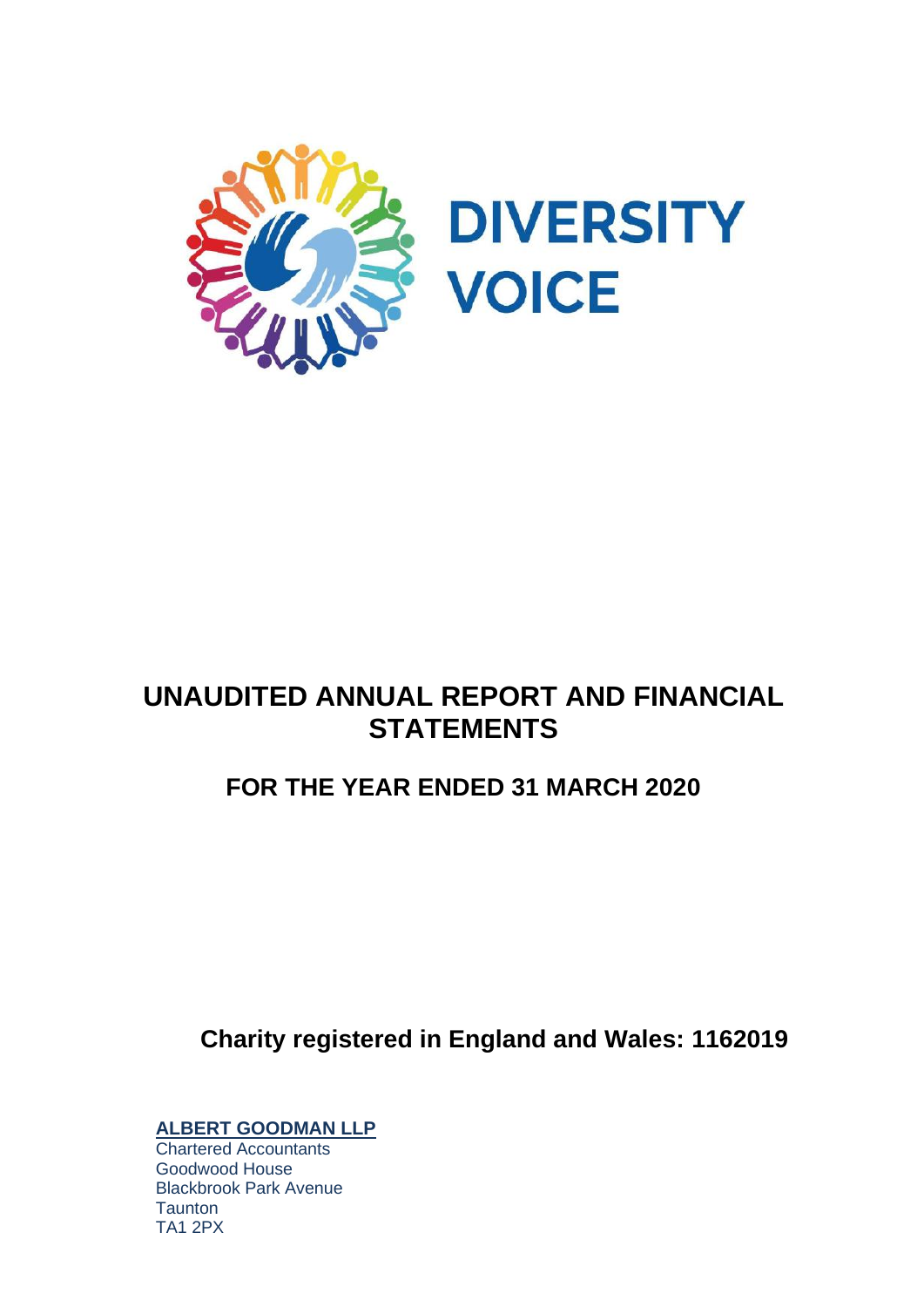DIVERSITY VOICE

# UNAUDITED ANNUAL REPORT AND FINANCIAL STATEMENTS

## FOR THE YEAR ENDED 31 MARCH 2020

**Charity registered in England and Wales: 1162019**

**ALBERT GOODMAN LLP**
Chartered Accountants
Goodwood House
Blackbrook Park Avenue
Taunton
TA1 2PX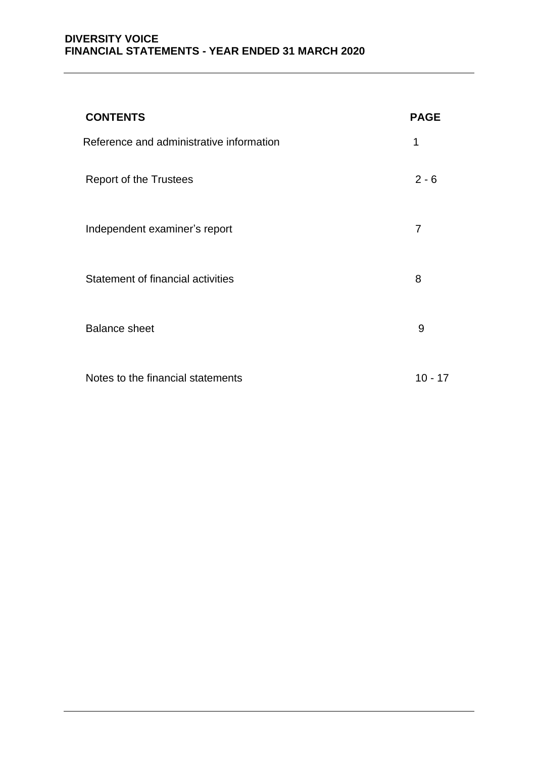| CONTENTS | PAGE |
| --- | --- |
| Reference and administrative information | 1 |
| Report of the Trustees | 2 - 6 |
| Independent examiner's report | 7 |
| Statement of financial activities | 8 |
| Balance sheet | 9 |
| Notes to the financial statements | 10 - 17 |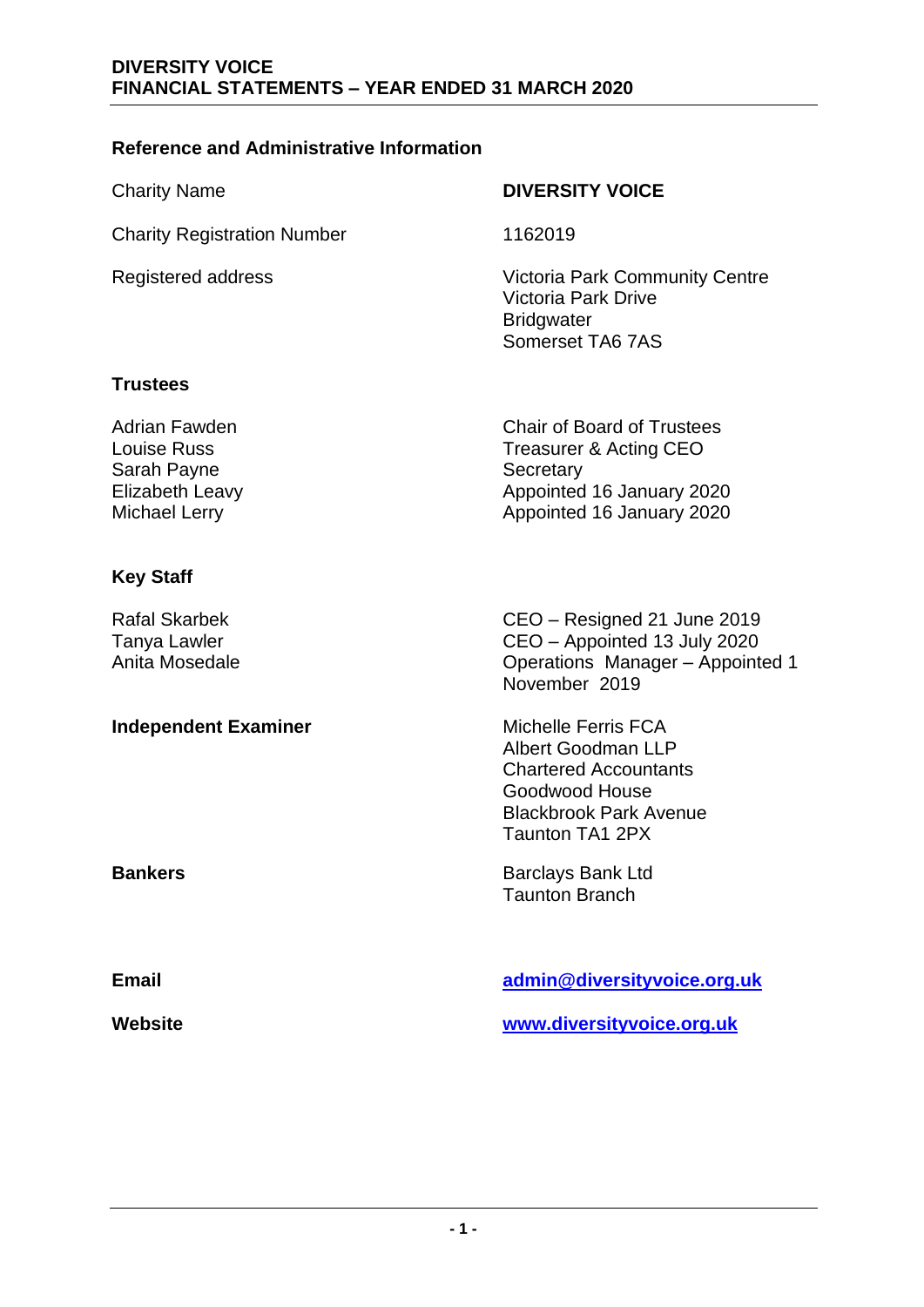## Reference and Administrative Information

| | |
|---|---|
| Charity Name | **DIVERSITY VOICE** |
| Charity Registration Number | 1162019 |
| Registered address | Victoria Park Community Centre<br>Victoria Park Drive<br>Bridgwater<br>Somerset TA6 7AS |

### Trustees

| | |
|---|---|
| Adrian Fawden | Chair of Board of Trustees |
| Louise Russ | Treasurer & Acting CEO |
| Sarah Payne | Secretary |
| Elizabeth Leavy | Appointed 16 January 2020 |
| Michael Lerry | Appointed 16 January 2020 |

### Key Staff

| | |
|---|---|
| Rafal Skarbek | CEO – Resigned 21 June 2019 |
| Tanya Lawler | CEO – Appointed 13 July 2020 |
| Anita Mosedale | Operations Manager – Appointed 1 November 2019 |

| | |
|---|---|
| **Independent Examiner** | Michelle Ferris FCA<br>Albert Goodman LLP<br>Chartered Accountants<br>Goodwood House<br>Blackbrook Park Avenue<br>Taunton TA1 2PX |
| **Bankers** | Barclays Bank Ltd<br>Taunton Branch |
| **Email** | **admin@diversityvoice.org.uk** |
| **Website** | **www.diversityvoice.org.uk** |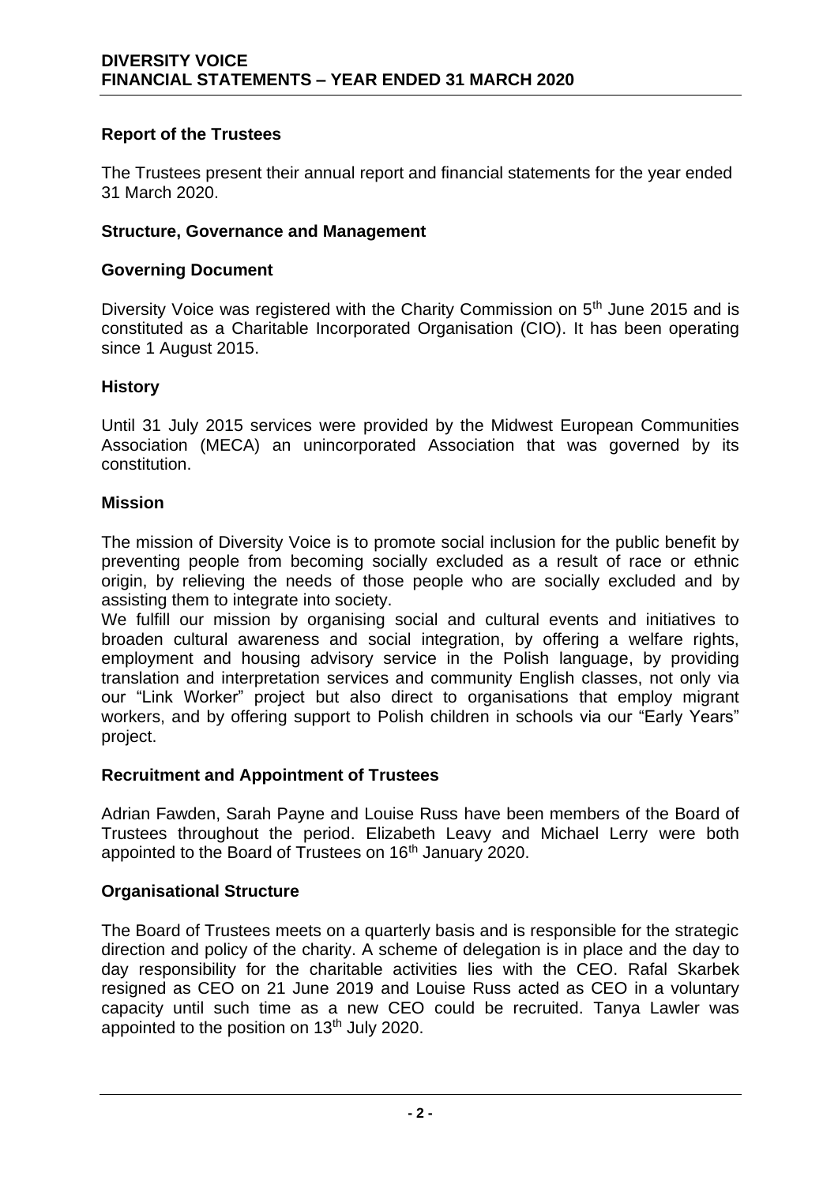## Report of the Trustees

The Trustees present their annual report and financial statements for the year ended 31 March 2020.

### Structure, Governance and Management

### Governing Document

Diversity Voice was registered with the Charity Commission on 5th June 2015 and is constituted as a Charitable Incorporated Organisation (CIO). It has been operating since 1 August 2015.

### History

Until 31 July 2015 services were provided by the Midwest European Communities Association (MECA) an unincorporated Association that was governed by its constitution.

### Mission

The mission of Diversity Voice is to promote social inclusion for the public benefit by preventing people from becoming socially excluded as a result of race or ethnic origin, by relieving the needs of those people who are socially excluded and by assisting them to integrate into society.
We fulfill our mission by organising social and cultural events and initiatives to broaden cultural awareness and social integration, by offering a welfare rights, employment and housing advisory service in the Polish language, by providing translation and interpretation services and community English classes, not only via our "Link Worker" project but also direct to organisations that employ migrant workers, and by offering support to Polish children in schools via our "Early Years" project.

### Recruitment and Appointment of Trustees

Adrian Fawden, Sarah Payne and Louise Russ have been members of the Board of Trustees throughout the period. Elizabeth Leavy and Michael Lerry were both appointed to the Board of Trustees on 16th January 2020.

### Organisational Structure

The Board of Trustees meets on a quarterly basis and is responsible for the strategic direction and policy of the charity. A scheme of delegation is in place and the day to day responsibility for the charitable activities lies with the CEO. Rafal Skarbek resigned as CEO on 21 June 2019 and Louise Russ acted as CEO in a voluntary capacity until such time as a new CEO could be recruited. Tanya Lawler was appointed to the position on 13th July 2020.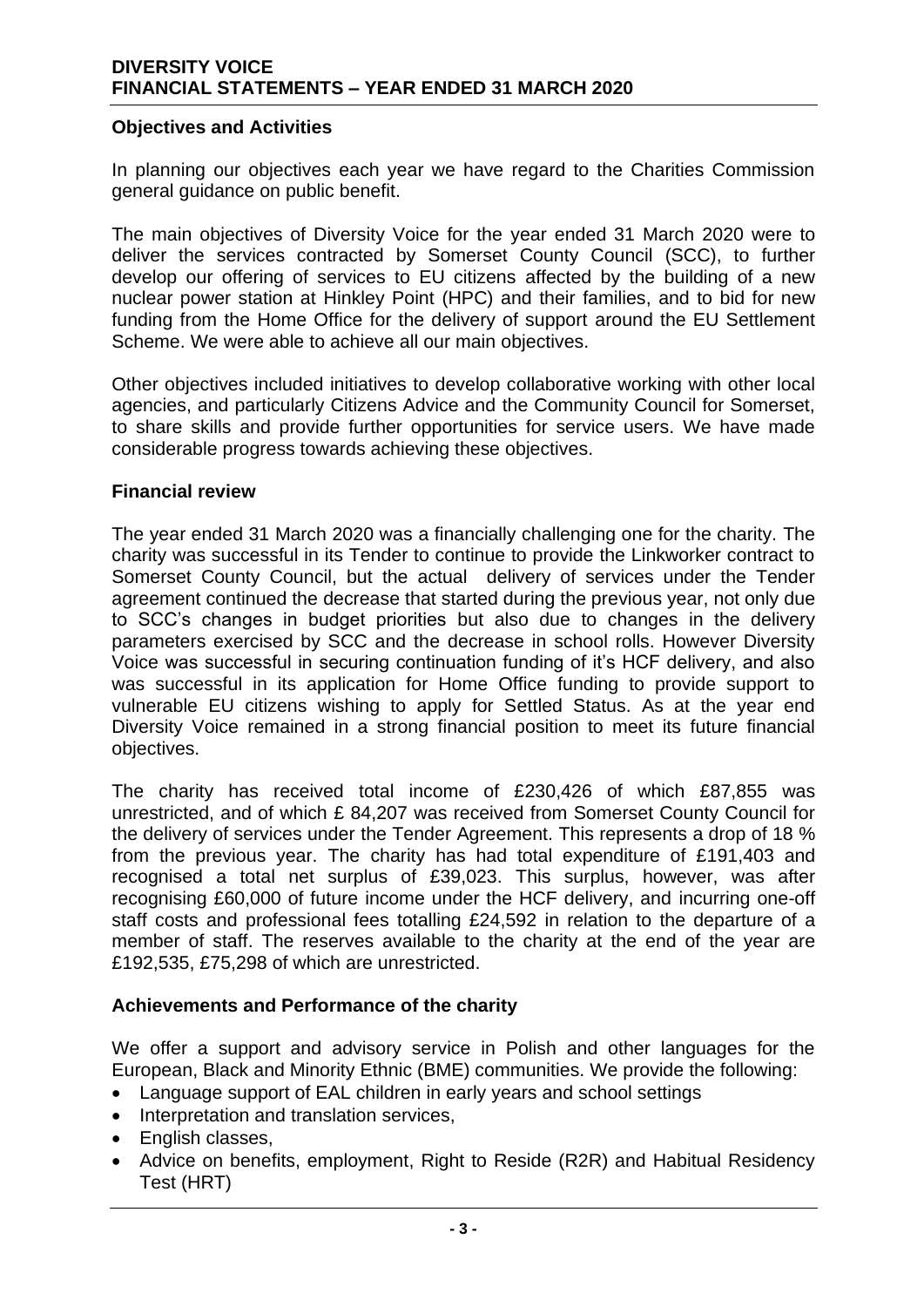## Objectives and Activities

In planning our objectives each year we have regard to the Charities Commission general guidance on public benefit.

The main objectives of Diversity Voice for the year ended 31 March 2020 were to deliver the services contracted by Somerset County Council (SCC), to further develop our offering of services to EU citizens affected by the building of a new nuclear power station at Hinkley Point (HPC) and their families, and to bid for new funding from the Home Office for the delivery of support around the EU Settlement Scheme. We were able to achieve all our main objectives.

Other objectives included initiatives to develop collaborative working with other local agencies, and particularly Citizens Advice and the Community Council for Somerset, to share skills and provide further opportunities for service users. We have made considerable progress towards achieving these objectives.

## Financial review

The year ended 31 March 2020 was a financially challenging one for the charity. The charity was successful in its Tender to continue to provide the Linkworker contract to Somerset County Council, but the actual delivery of services under the Tender agreement continued the decrease that started during the previous year, not only due to SCC's changes in budget priorities but also due to changes in the delivery parameters exercised by SCC and the decrease in school rolls. However Diversity Voice was successful in securing continuation funding of it's HCF delivery, and also was successful in its application for Home Office funding to provide support to vulnerable EU citizens wishing to apply for Settled Status. As at the year end Diversity Voice remained in a strong financial position to meet its future financial objectives.

The charity has received total income of £230,426 of which £87,855 was unrestricted, and of which £ 84,207 was received from Somerset County Council for the delivery of services under the Tender Agreement. This represents a drop of 18 % from the previous year. The charity has had total expenditure of £191,403 and recognised a total net surplus of £39,023. This surplus, however, was after recognising £60,000 of future income under the HCF delivery, and incurring one-off staff costs and professional fees totalling £24,592 in relation to the departure of a member of staff. The reserves available to the charity at the end of the year are £192,535, £75,298 of which are unrestricted.

## Achievements and Performance of the charity

We offer a support and advisory service in Polish and other languages for the European, Black and Minority Ethnic (BME) communities. We provide the following:

- Language support of EAL children in early years and school settings
- Interpretation and translation services,
- English classes,
- Advice on benefits, employment, Right to Reside (R2R) and Habitual Residency Test (HRT)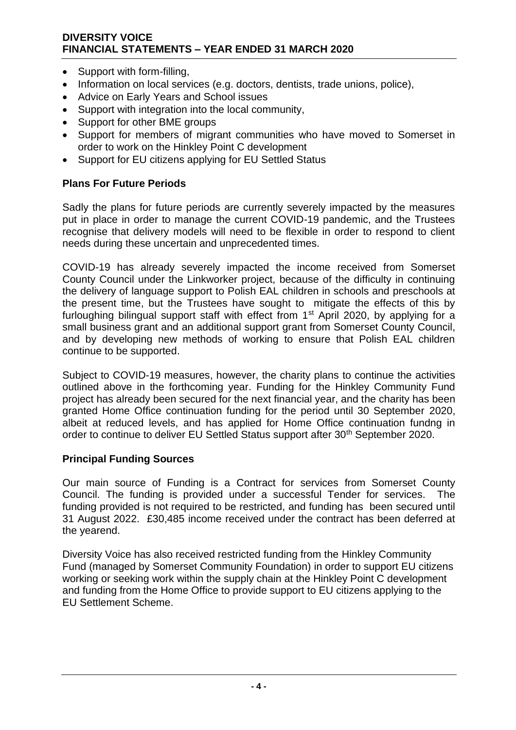- Support with form-filling,
- Information on local services (e.g. doctors, dentists, trade unions, police),
- Advice on Early Years and School issues
- Support with integration into the local community,
- Support for other BME groups
- Support for members of migrant communities who have moved to Somerset in order to work on the Hinkley Point C development
- Support for EU citizens applying for EU Settled Status

### Plans For Future Periods

Sadly the plans for future periods are currently severely impacted by the measures put in place in order to manage the current COVID-19 pandemic, and the Trustees recognise that delivery models will need to be flexible in order to respond to client needs during these uncertain and unprecedented times.

COVID-19 has already severely impacted the income received from Somerset County Council under the Linkworker project, because of the difficulty in continuing the delivery of language support to Polish EAL children in schools and preschools at the present time, but the Trustees have sought to mitigate the effects of this by furloughing bilingual support staff with effect from 1st April 2020, by applying for a small business grant and an additional support grant from Somerset County Council, and by developing new methods of working to ensure that Polish EAL children continue to be supported.

Subject to COVID-19 measures, however, the charity plans to continue the activities outlined above in the forthcoming year. Funding for the Hinkley Community Fund project has already been secured for the next financial year, and the charity has been granted Home Office continuation funding for the period until 30 September 2020, albeit at reduced levels, and has applied for Home Office continuation fundng in order to continue to deliver EU Settled Status support after 30th September 2020.

### Principal Funding Sources

Our main source of Funding is a Contract for services from Somerset County Council. The funding is provided under a successful Tender for services. The funding provided is not required to be restricted, and funding has been secured until 31 August 2022. £30,485 income received under the contract has been deferred at the yearend.

Diversity Voice has also received restricted funding from the Hinkley Community Fund (managed by Somerset Community Foundation) in order to support EU citizens working or seeking work within the supply chain at the Hinkley Point C development and funding from the Home Office to provide support to EU citizens applying to the EU Settlement Scheme.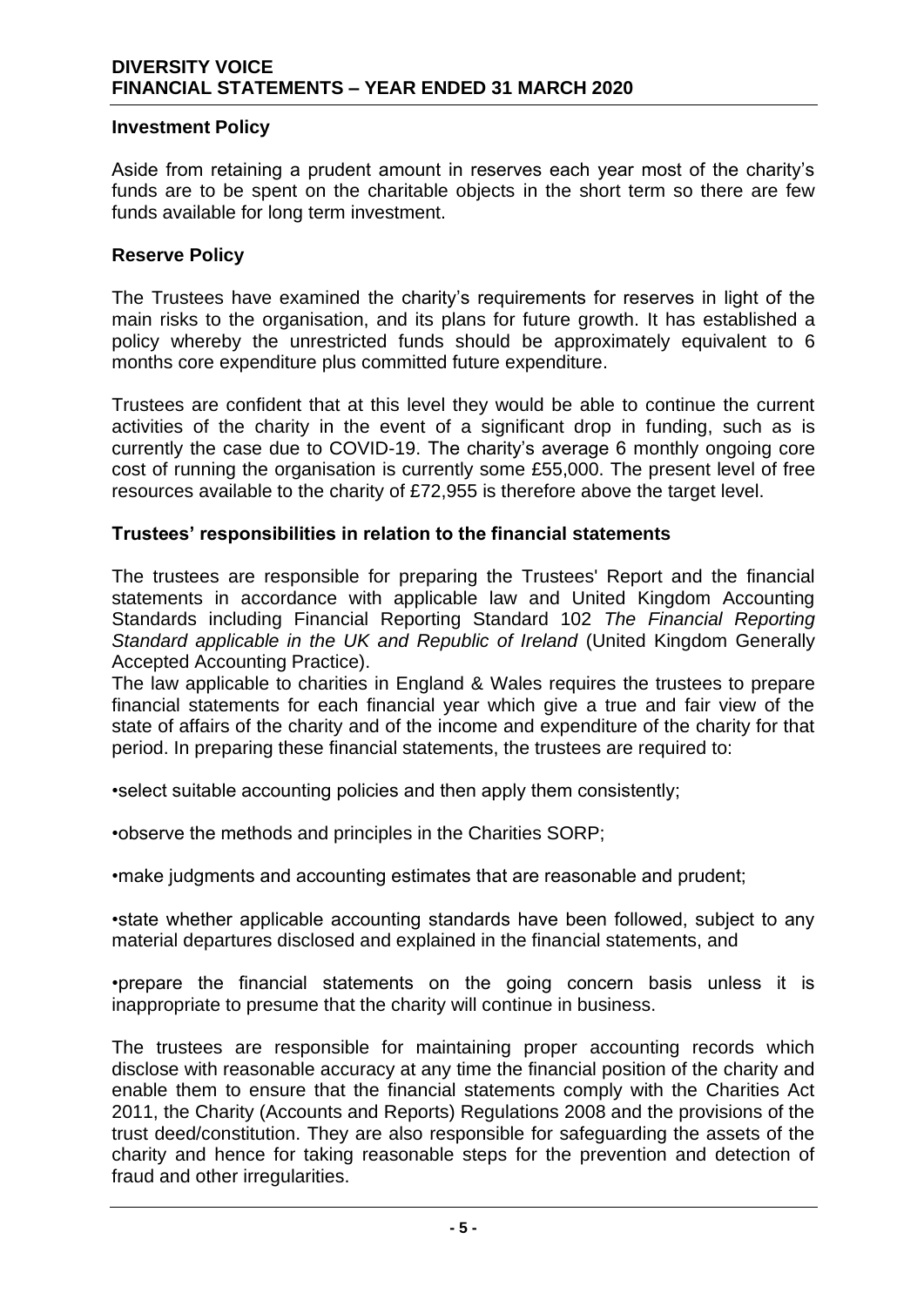## Investment Policy

Aside from retaining a prudent amount in reserves each year most of the charity's funds are to be spent on the charitable objects in the short term so there are few funds available for long term investment.

## Reserve Policy

The Trustees have examined the charity's requirements for reserves in light of the main risks to the organisation, and its plans for future growth. It has established a policy whereby the unrestricted funds should be approximately equivalent to 6 months core expenditure plus committed future expenditure.

Trustees are confident that at this level they would be able to continue the current activities of the charity in the event of a significant drop in funding, such as is currently the case due to COVID-19. The charity's average 6 monthly ongoing core cost of running the organisation is currently some £55,000. The present level of free resources available to the charity of £72,955 is therefore above the target level.

## Trustees' responsibilities in relation to the financial statements

The trustees are responsible for preparing the Trustees' Report and the financial statements in accordance with applicable law and United Kingdom Accounting Standards including Financial Reporting Standard 102 *The Financial Reporting Standard applicable in the UK and Republic of Ireland* (United Kingdom Generally Accepted Accounting Practice).

The law applicable to charities in England & Wales requires the trustees to prepare financial statements for each financial year which give a true and fair view of the state of affairs of the charity and of the income and expenditure of the charity for that period. In preparing these financial statements, the trustees are required to:

- select suitable accounting policies and then apply them consistently;
- observe the methods and principles in the Charities SORP;
- make judgments and accounting estimates that are reasonable and prudent;
- state whether applicable accounting standards have been followed, subject to any material departures disclosed and explained in the financial statements, and
- prepare the financial statements on the going concern basis unless it is inappropriate to presume that the charity will continue in business.

The trustees are responsible for maintaining proper accounting records which disclose with reasonable accuracy at any time the financial position of the charity and enable them to ensure that the financial statements comply with the Charities Act 2011, the Charity (Accounts and Reports) Regulations 2008 and the provisions of the trust deed/constitution. They are also responsible for safeguarding the assets of the charity and hence for taking reasonable steps for the prevention and detection of fraud and other irregularities.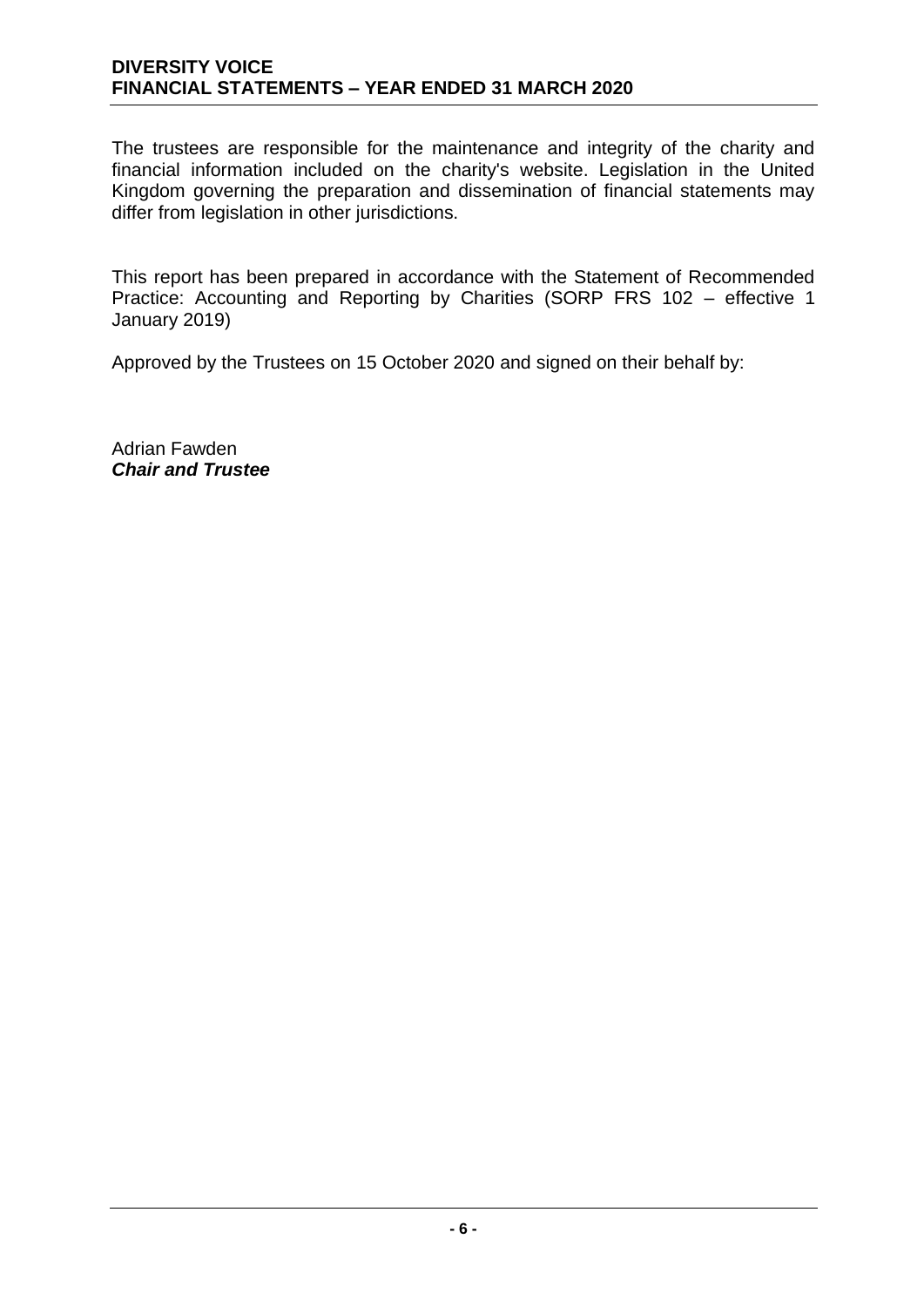The trustees are responsible for the maintenance and integrity of the charity and financial information included on the charity's website. Legislation in the United Kingdom governing the preparation and dissemination of financial statements may differ from legislation in other jurisdictions.

This report has been prepared in accordance with the Statement of Recommended Practice: Accounting and Reporting by Charities (SORP FRS 102 – effective 1 January 2019)

Approved by the Trustees on 15 October 2020 and signed on their behalf by:

Adrian Fawden
***Chair and Trustee***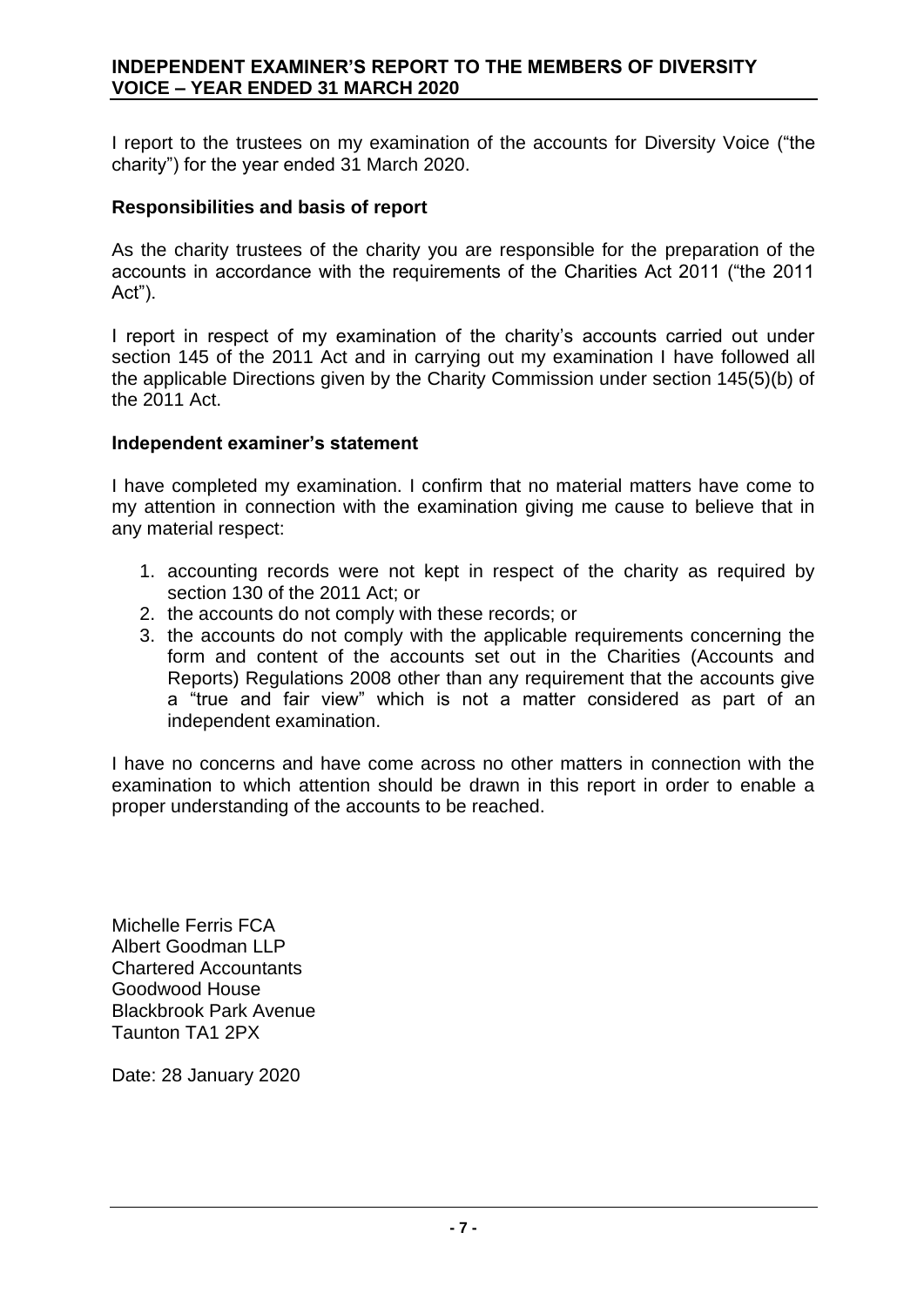# INDEPENDENT EXAMINER'S REPORT TO THE MEMBERS OF DIVERSITY VOICE – YEAR ENDED 31 MARCH 2020

I report to the trustees on my examination of the accounts for Diversity Voice ("the charity") for the year ended 31 March 2020.

## Responsibilities and basis of report

As the charity trustees of the charity you are responsible for the preparation of the accounts in accordance with the requirements of the Charities Act 2011 ("the 2011 Act").

I report in respect of my examination of the charity's accounts carried out under section 145 of the 2011 Act and in carrying out my examination I have followed all the applicable Directions given by the Charity Commission under section 145(5)(b) of the 2011 Act.

## Independent examiner's statement

I have completed my examination. I confirm that no material matters have come to my attention in connection with the examination giving me cause to believe that in any material respect:

1. accounting records were not kept in respect of the charity as required by section 130 of the 2011 Act; or
2. the accounts do not comply with these records; or
3. the accounts do not comply with the applicable requirements concerning the form and content of the accounts set out in the Charities (Accounts and Reports) Regulations 2008 other than any requirement that the accounts give a "true and fair view" which is not a matter considered as part of an independent examination.

I have no concerns and have come across no other matters in connection with the examination to which attention should be drawn in this report in order to enable a proper understanding of the accounts to be reached.

Michelle Ferris FCA
Albert Goodman LLP
Chartered Accountants
Goodwood House
Blackbrook Park Avenue
Taunton TA1 2PX

Date: 28 January 2020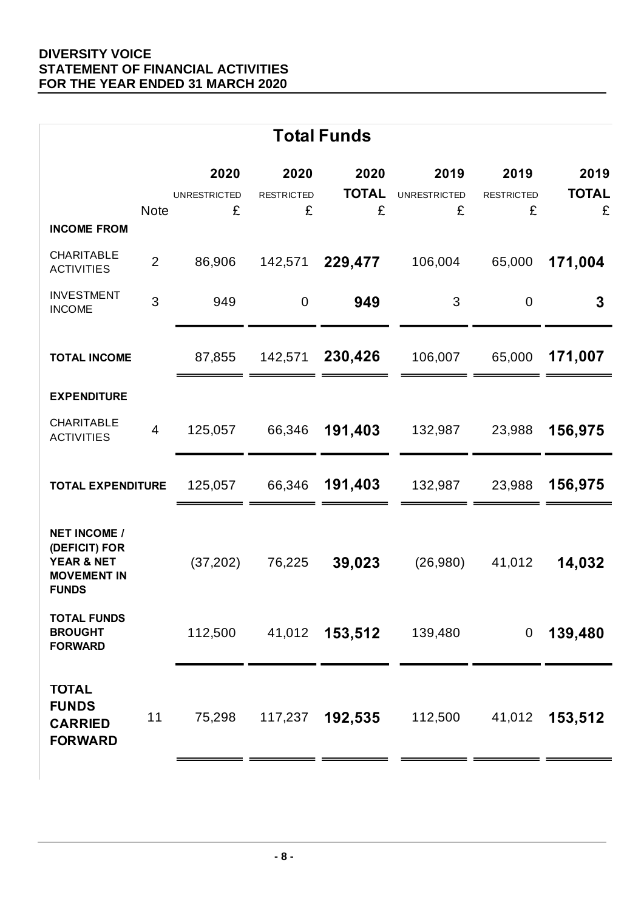**DIVERSITY VOICE**
**STATEMENT OF FINANCIAL ACTIVITIES**
**FOR THE YEAR ENDED 31 MARCH 2020**

| Total Funds | | | | | | | |
|---|---|---|---|---|---|---|---|
| | | 2020 | 2020 | 2020 | 2019 | 2019 | 2019 |
| | | UNRESTRICTED | RESTRICTED | **TOTAL** | UNRESTRICTED | RESTRICTED | **TOTAL** |
| | Note | £ | £ | £ | £ | £ | £ |
| **INCOME FROM** | | | | | | | |
| CHARITABLE ACTIVITIES | 2 | 86,906 | 142,571 | **229,477** | 106,004 | 65,000 | **171,004** |
| INVESTMENT INCOME | 3 | 949 | 0 | **949** | 3 | 0 | **3** |
| **TOTAL INCOME** | | 87,855 | 142,571 | **230,426** | 106,007 | 65,000 | **171,007** |
| **EXPENDITURE** | | | | | | | |
| CHARITABLE ACTIVITIES | 4 | 125,057 | 66,346 | **191,403** | 132,987 | 23,988 | **156,975** |
| **TOTAL EXPENDITURE** | | 125,057 | 66,346 | **191,403** | 132,987 | 23,988 | **156,975** |
| **NET INCOME / (DEFICIT) FOR YEAR & NET MOVEMENT IN FUNDS** | | (37,202) | 76,225 | **39,023** | (26,980) | 41,012 | **14,032** |
| **TOTAL FUNDS BROUGHT FORWARD** | | 112,500 | 41,012 | **153,512** | 139,480 | 0 | **139,480** |
| **TOTAL FUNDS CARRIED FORWARD** | 11 | 75,298 | 117,237 | **192,535** | 112,500 | 41,012 | **153,512** |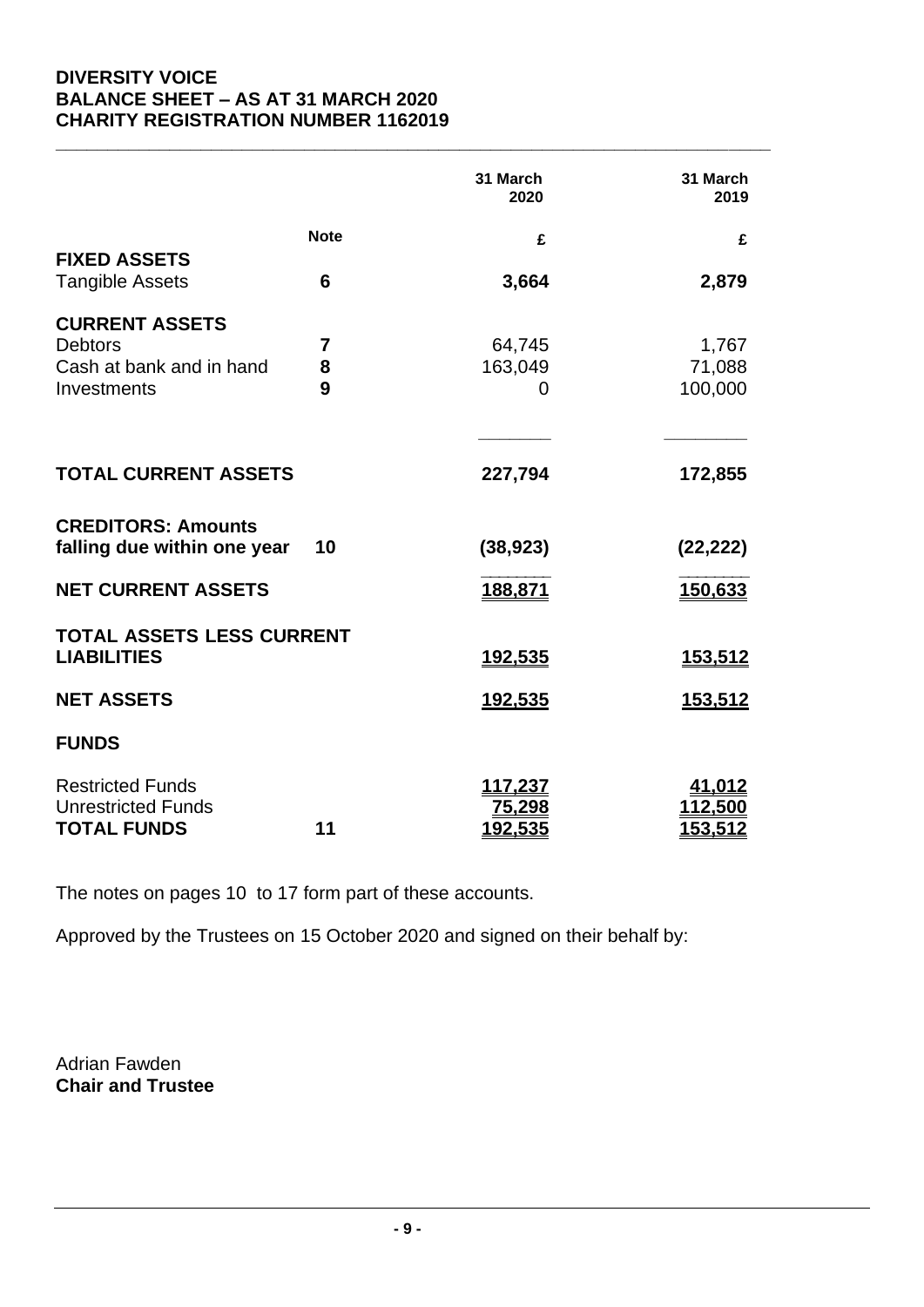**DIVERSITY VOICE**
**BALANCE SHEET – AS AT 31 MARCH 2020**
**CHARITY REGISTRATION NUMBER 1162019**

| | Note | 31 March 2020 | 31 March 2019 |
|---|---|---|---|
| | | £ | £ |
| **FIXED ASSETS** | | | |
| Tangible Assets | **6** | **3,664** | **2,879** |
| **CURRENT ASSETS** | | | |
| Debtors | **7** | 64,745 | 1,767 |
| Cash at bank and in hand | **8** | 163,049 | 71,088 |
| Investments | **9** | 0 | 100,000 |
| **TOTAL CURRENT ASSETS** | | **227,794** | **172,855** |
| **CREDITORS: Amounts falling due within one year** | **10** | **(38,923)** | **(22,222)** |
| **NET CURRENT ASSETS** | | **188,871** | **150,633** |
| **TOTAL ASSETS LESS CURRENT LIABILITIES** | | **192,535** | **153,512** |
| **NET ASSETS** | | **192,535** | **153,512** |
| **FUNDS** | | | |
| Restricted Funds | | **117,237** | **41,012** |
| Unrestricted Funds | | **75,298** | **112,500** |
| **TOTAL FUNDS** | **11** | **192,535** | **153,512** |

The notes on pages 10 to 17 form part of these accounts.

Approved by the Trustees on 15 October 2020 and signed on their behalf by:

Adrian Fawden
**Chair and Trustee**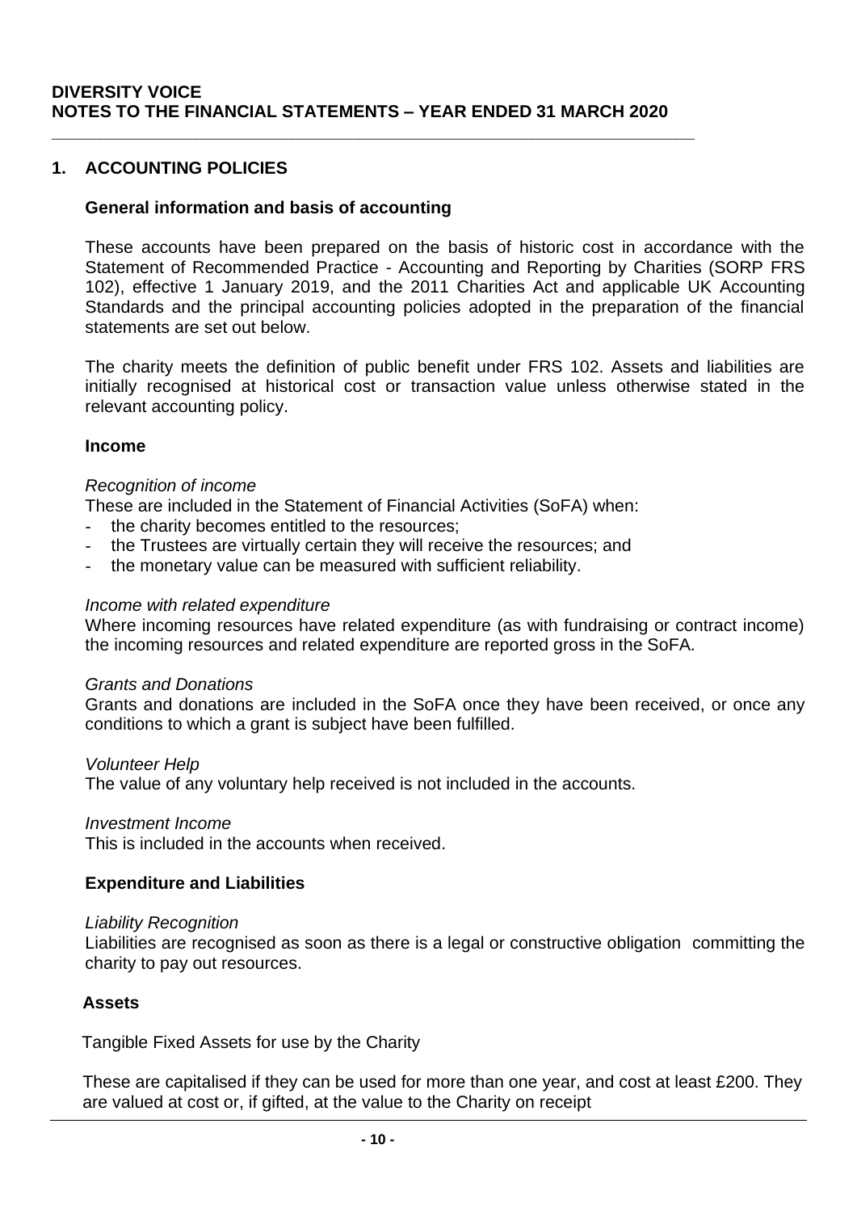**DIVERSITY VOICE**
**NOTES TO THE FINANCIAL STATEMENTS – YEAR ENDED 31 MARCH 2020**

## 1. ACCOUNTING POLICIES

### General information and basis of accounting

These accounts have been prepared on the basis of historic cost in accordance with the Statement of Recommended Practice - Accounting and Reporting by Charities (SORP FRS 102), effective 1 January 2019, and the 2011 Charities Act and applicable UK Accounting Standards and the principal accounting policies adopted in the preparation of the financial statements are set out below.

The charity meets the definition of public benefit under FRS 102. Assets and liabilities are initially recognised at historical cost or transaction value unless otherwise stated in the relevant accounting policy.

### Income

*Recognition of income*
These are included in the Statement of Financial Activities (SoFA) when:

- the charity becomes entitled to the resources;
- the Trustees are virtually certain they will receive the resources; and
- the monetary value can be measured with sufficient reliability.

*Income with related expenditure*
Where incoming resources have related expenditure (as with fundraising or contract income) the incoming resources and related expenditure are reported gross in the SoFA.

*Grants and Donations*
Grants and donations are included in the SoFA once they have been received, or once any conditions to which a grant is subject have been fulfilled.

*Volunteer Help*
The value of any voluntary help received is not included in the accounts.

*Investment Income*
This is included in the accounts when received.

### Expenditure and Liabilities

*Liability Recognition*
Liabilities are recognised as soon as there is a legal or constructive obligation committing the charity to pay out resources.

### Assets

Tangible Fixed Assets for use by the Charity

These are capitalised if they can be used for more than one year, and cost at least £200. They are valued at cost or, if gifted, at the value to the Charity on receipt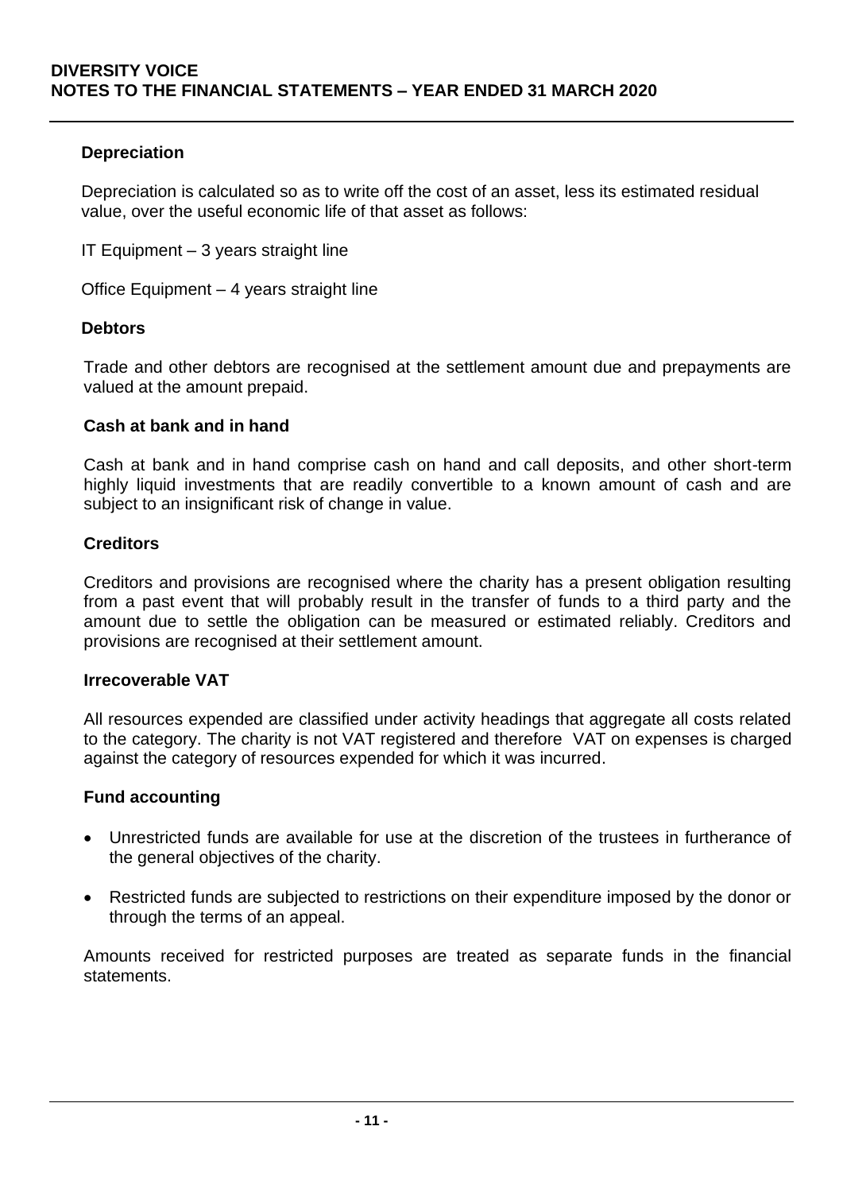**Depreciation**

Depreciation is calculated so as to write off the cost of an asset, less its estimated residual value, over the useful economic life of that asset as follows:

IT Equipment – 3 years straight line

Office Equipment – 4 years straight line

**Debtors**

Trade and other debtors are recognised at the settlement amount due and prepayments are valued at the amount prepaid.

**Cash at bank and in hand**

Cash at bank and in hand comprise cash on hand and call deposits, and other short-term highly liquid investments that are readily convertible to a known amount of cash and are subject to an insignificant risk of change in value.

**Creditors**

Creditors and provisions are recognised where the charity has a present obligation resulting from a past event that will probably result in the transfer of funds to a third party and the amount due to settle the obligation can be measured or estimated reliably. Creditors and provisions are recognised at their settlement amount.

**Irrecoverable VAT**

All resources expended are classified under activity headings that aggregate all costs related to the category. The charity is not VAT registered and therefore VAT on expenses is charged against the category of resources expended for which it was incurred.

**Fund accounting**

- Unrestricted funds are available for use at the discretion of the trustees in furtherance of the general objectives of the charity.
- Restricted funds are subjected to restrictions on their expenditure imposed by the donor or through the terms of an appeal.

Amounts received for restricted purposes are treated as separate funds in the financial statements.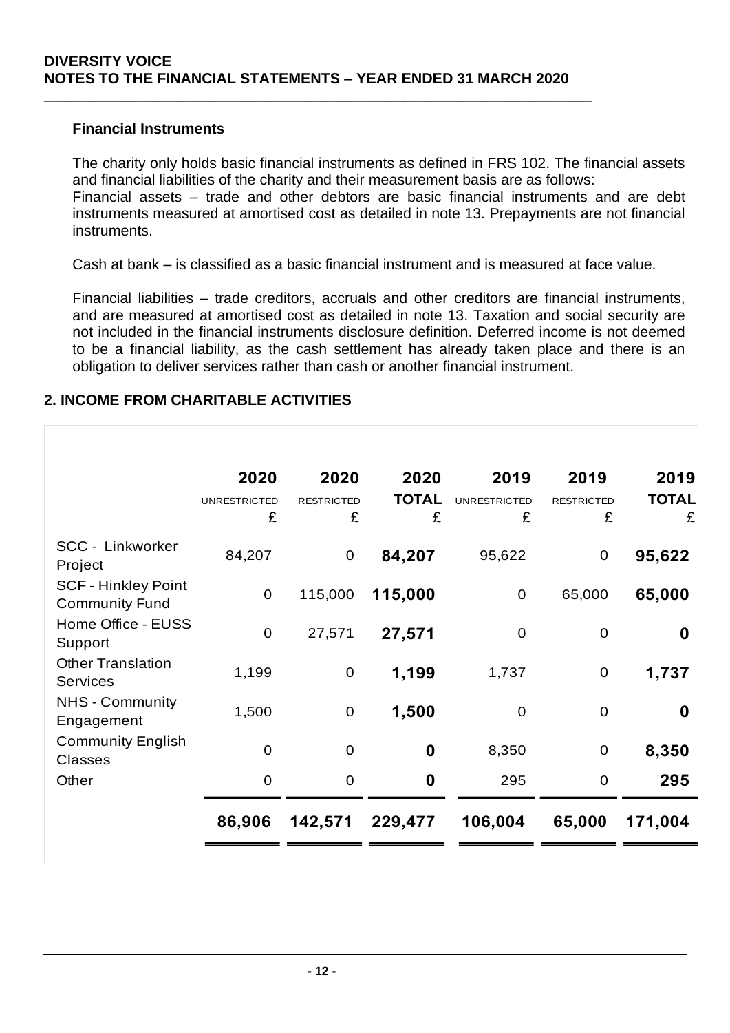**Financial Instruments**

The charity only holds basic financial instruments as defined in FRS 102. The financial assets and financial liabilities of the charity and their measurement basis are as follows:
Financial assets – trade and other debtors are basic financial instruments and are debt instruments measured at amortised cost as detailed in note 13. Prepayments are not financial instruments.

Cash at bank – is classified as a basic financial instrument and is measured at face value.

Financial liabilities – trade creditors, accruals and other creditors are financial instruments, and are measured at amortised cost as detailed in note 13. Taxation and social security are not included in the financial instruments disclosure definition. Deferred income is not deemed to be a financial liability, as the cash settlement has already taken place and there is an obligation to deliver services rather than cash or another financial instrument.

## 2. INCOME FROM CHARITABLE ACTIVITIES

| | 2020 UNRESTRICTED £ | 2020 RESTRICTED £ | 2020 **TOTAL** £ | 2019 UNRESTRICTED £ | 2019 RESTRICTED £ | 2019 **TOTAL** £ |
|---|---|---|---|---|---|---|
| SCC - Linkworker Project | 84,207 | 0 | **84,207** | 95,622 | 0 | **95,622** |
| SCF - Hinkley Point Community Fund | 0 | 115,000 | **115,000** | 0 | 65,000 | **65,000** |
| Home Office - EUSS Support | 0 | 27,571 | **27,571** | 0 | 0 | **0** |
| Other Translation Services | 1,199 | 0 | **1,199** | 1,737 | 0 | **1,737** |
| NHS - Community Engagement | 1,500 | 0 | **1,500** | 0 | 0 | **0** |
| Community English Classes | 0 | 0 | **0** | 8,350 | 0 | **8,350** |
| Other | 0 | 0 | **0** | 295 | 0 | **295** |
| | **86,906** | **142,571** | **229,477** | **106,004** | **65,000** | **171,004** |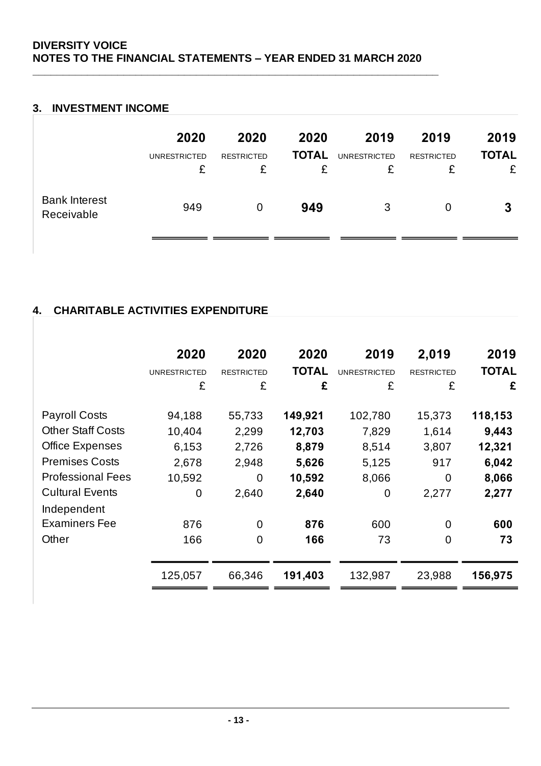# DIVERSITY VOICE
## NOTES TO THE FINANCIAL STATEMENTS – YEAR ENDED 31 MARCH 2020

### 3. INVESTMENT INCOME

| | 2020 UNRESTRICTED £ | 2020 RESTRICTED £ | 2020 TOTAL £ | 2019 UNRESTRICTED £ | 2019 RESTRICTED £ | 2019 TOTAL £ |
|---|---|---|---|---|---|---|
| Bank Interest Receivable | 949 | 0 | **949** | 3 | 0 | **3** |

### 4. CHARITABLE ACTIVITIES EXPENDITURE

| | 2020 UNRESTRICTED £ | 2020 RESTRICTED £ | 2020 TOTAL £ | 2019 UNRESTRICTED £ | 2,019 RESTRICTED £ | 2019 TOTAL £ |
|---|---|---|---|---|---|---|
| Payroll Costs | 94,188 | 55,733 | **149,921** | 102,780 | 15,373 | **118,153** |
| Other Staff Costs | 10,404 | 2,299 | **12,703** | 7,829 | 1,614 | **9,443** |
| Office Expenses | 6,153 | 2,726 | **8,879** | 8,514 | 3,807 | **12,321** |
| Premises Costs | 2,678 | 2,948 | **5,626** | 5,125 | 917 | **6,042** |
| Professional Fees | 10,592 | 0 | **10,592** | 8,066 | 0 | **8,066** |
| Cultural Events | 0 | 2,640 | **2,640** | 0 | 2,277 | **2,277** |
| Independent Examiners Fee | 876 | 0 | **876** | 600 | 0 | **600** |
| Other | 166 | 0 | **166** | 73 | 0 | **73** |
| | 125,057 | 66,346 | **191,403** | 132,987 | 23,988 | **156,975** |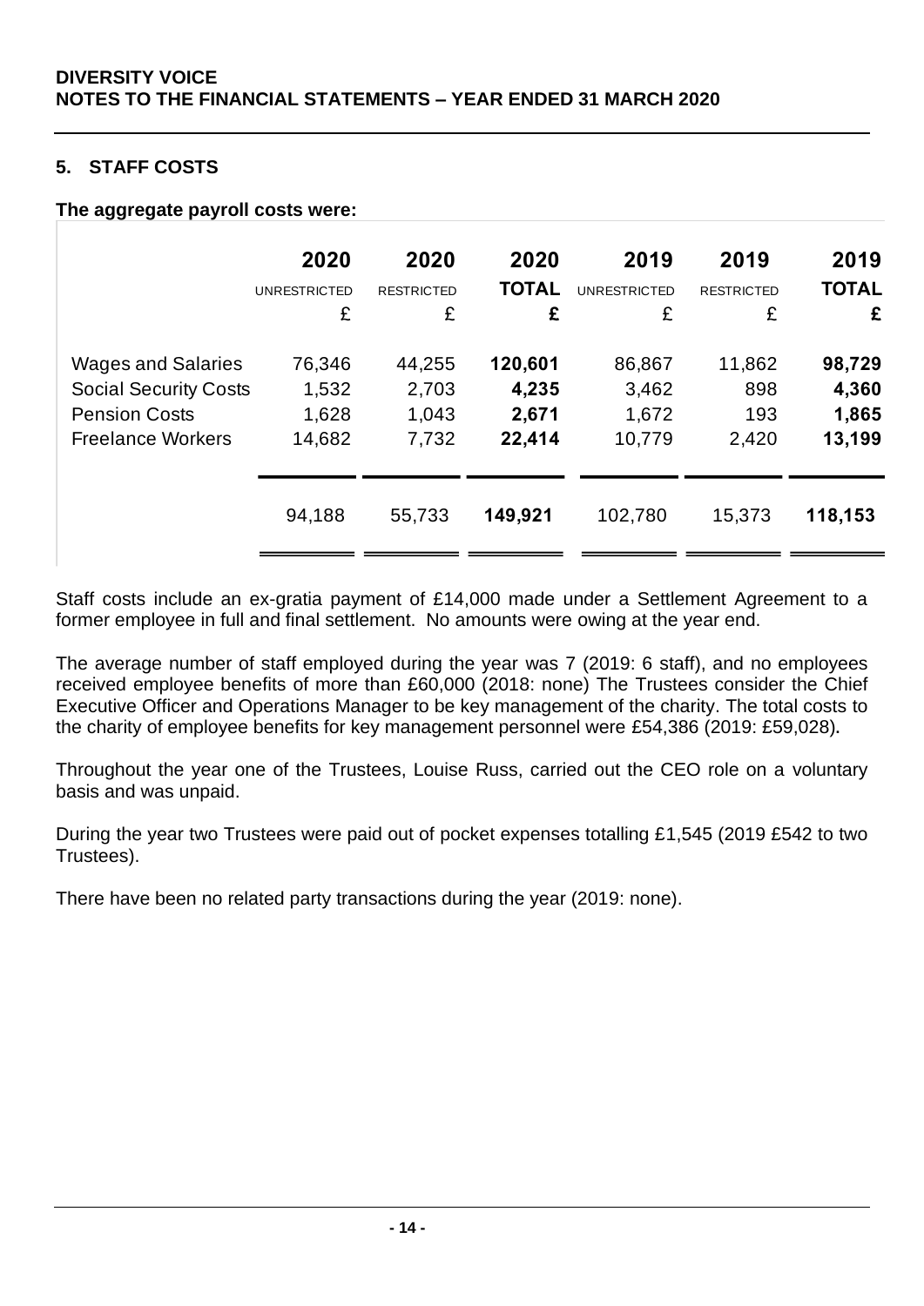## 5. STAFF COSTS

**The aggregate payroll costs were:**

| | 2020 UNRESTRICTED £ | 2020 RESTRICTED £ | 2020 **TOTAL** **£** | 2019 UNRESTRICTED £ | 2019 RESTRICTED £ | 2019 **TOTAL** **£** |
|---|---|---|---|---|---|---|
| Wages and Salaries | 76,346 | 44,255 | **120,601** | 86,867 | 11,862 | **98,729** |
| Social Security Costs | 1,532 | 2,703 | **4,235** | 3,462 | 898 | **4,360** |
| Pension Costs | 1,628 | 1,043 | **2,671** | 1,672 | 193 | **1,865** |
| Freelance Workers | 14,682 | 7,732 | **22,414** | 10,779 | 2,420 | **13,199** |
| | 94,188 | 55,733 | **149,921** | 102,780 | 15,373 | **118,153** |

Staff costs include an ex-gratia payment of £14,000 made under a Settlement Agreement to a former employee in full and final settlement. No amounts were owing at the year end.

The average number of staff employed during the year was 7 (2019: 6 staff), and no employees received employee benefits of more than £60,000 (2018: none) The Trustees consider the Chief Executive Officer and Operations Manager to be key management of the charity. The total costs to the charity of employee benefits for key management personnel were £54,386 (2019: £59,028).

Throughout the year one of the Trustees, Louise Russ, carried out the CEO role on a voluntary basis and was unpaid.

During the year two Trustees were paid out of pocket expenses totalling £1,545 (2019 £542 to two Trustees).

There have been no related party transactions during the year (2019: none).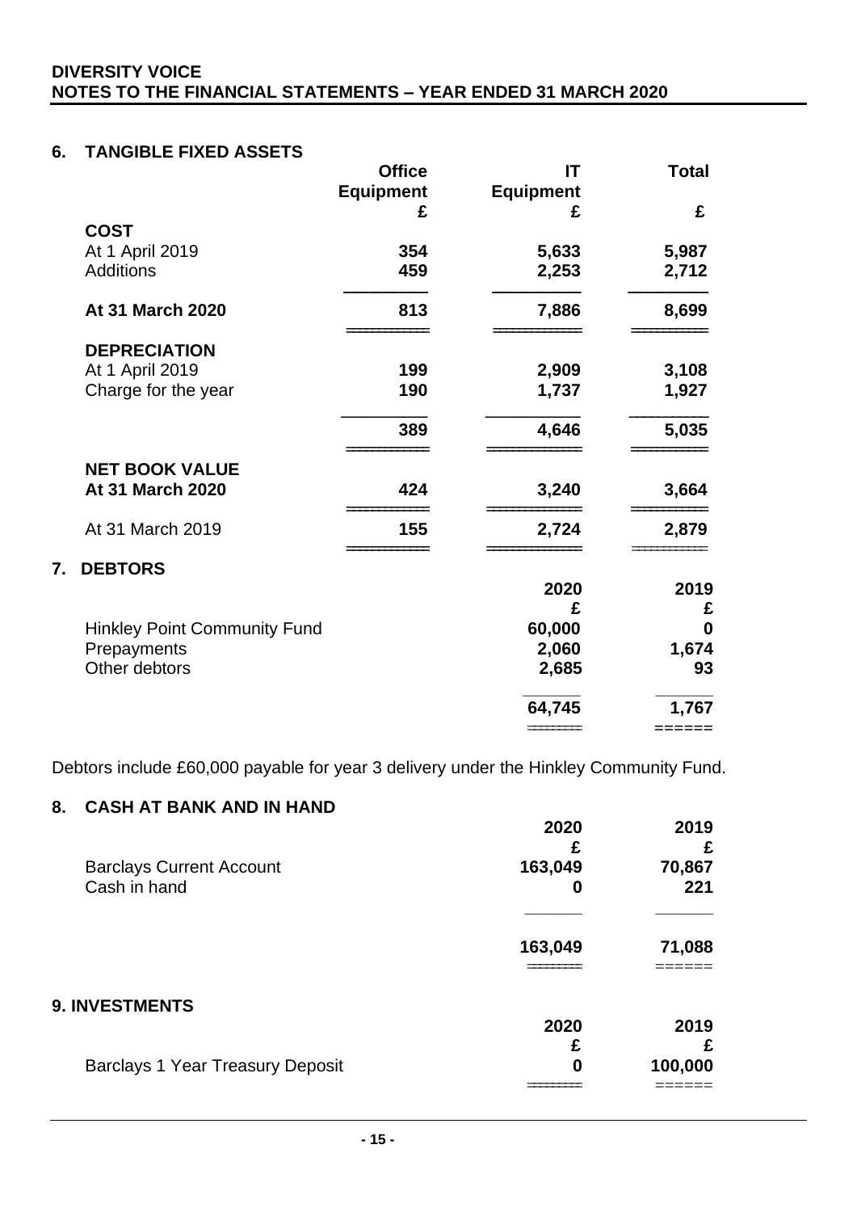**DIVERSITY VOICE**
**NOTES TO THE FINANCIAL STATEMENTS – YEAR ENDED 31 MARCH 2020**

## 6. TANGIBLE FIXED ASSETS

| | Office Equipment | IT Equipment | Total |
|---|---|---|---|
| | £ | £ | £ |
| **COST** | | | |
| At 1 April 2019 | 354 | 5,633 | 5,987 |
| Additions | 459 | 2,253 | 2,712 |
| **At 31 March 2020** | 813 | 7,886 | 8,699 |
| **DEPRECIATION** | | | |
| At 1 April 2019 | 199 | 2,909 | 3,108 |
| Charge for the year | 190 | 1,737 | 1,927 |
| | 389 | 4,646 | 5,035 |
| **NET BOOK VALUE** | | | |
| **At 31 March 2020** | 424 | 3,240 | 3,664 |
| At 31 March 2019 | 155 | 2,724 | 2,879 |

## 7. DEBTORS

| | 2020 | 2019 |
|---|---|---|
| | £ | £ |
| Hinkley Point Community Fund | 60,000 | 0 |
| Prepayments | 2,060 | 1,674 |
| Other debtors | 2,685 | 93 |
| | 64,745 | 1,767 |

Debtors include £60,000 payable for year 3 delivery under the Hinkley Community Fund.

## 8. CASH AT BANK AND IN HAND

| | 2020 | 2019 |
|---|---|---|
| | £ | £ |
| Barclays Current Account | 163,049 | 70,867 |
| Cash in hand | 0 | 221 |
| | 163,049 | 71,088 |

## 9. INVESTMENTS

| | 2020 | 2019 |
|---|---|---|
| | £ | £ |
| Barclays 1 Year Treasury Deposit | 0 | 100,000 |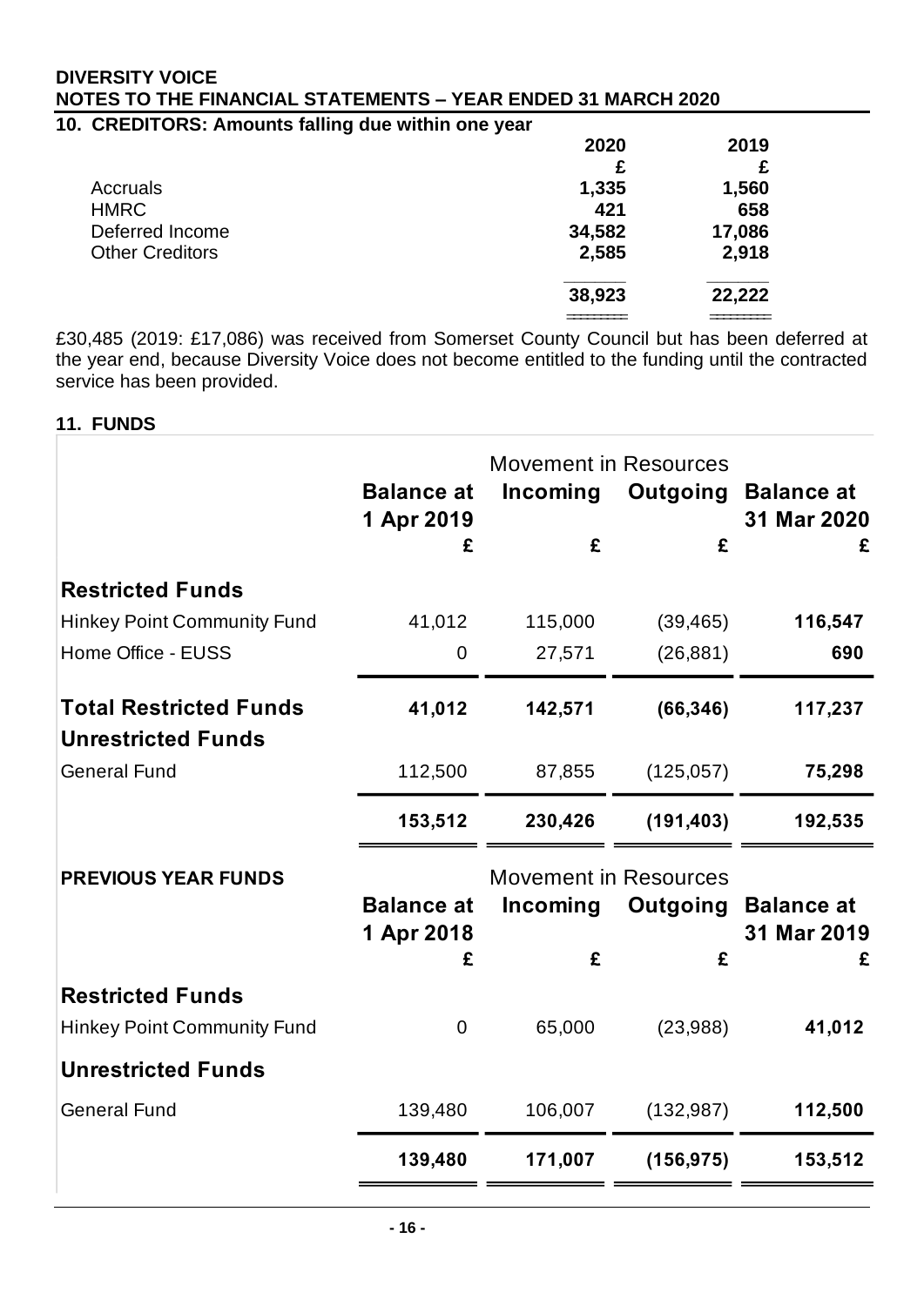**DIVERSITY VOICE**
**NOTES TO THE FINANCIAL STATEMENTS – YEAR ENDED 31 MARCH 2020**

## 10. CREDITORS: Amounts falling due within one year

| | 2020 | 2019 |
|---|---|---|
| | £ | £ |
| Accruals | 1,335 | 1,560 |
| HMRC | 421 | 658 |
| Deferred Income | 34,582 | 17,086 |
| Other Creditors | 2,585 | 2,918 |
| | **38,923** | **22,222** |

£30,485 (2019: £17,086) was received from Somerset County Council but has been deferred at the year end, because Diversity Voice does not become entitled to the funding until the contracted service has been provided.

## 11. FUNDS

| | Balance at 1 Apr 2019 | Movement in Resources Incoming | Outgoing | Balance at 31 Mar 2020 |
|---|---|---|---|---|
| | £ | £ | £ | £ |
| **Restricted Funds** | | | | |
| Hinkey Point Community Fund | 41,012 | 115,000 | (39,465) | **116,547** |
| Home Office - EUSS | 0 | 27,571 | (26,881) | **690** |
| **Total Restricted Funds** | **41,012** | **142,571** | **(66,346)** | **117,237** |
| **Unrestricted Funds** | | | | |
| General Fund | 112,500 | 87,855 | (125,057) | **75,298** |
| | **153,512** | **230,426** | **(191,403)** | **192,535** |

| **PREVIOUS YEAR FUNDS** | Balance at 1 Apr 2018 | Movement in Resources Incoming | Outgoing | Balance at 31 Mar 2019 |
|---|---|---|---|---|
| | £ | £ | £ | £ |
| **Restricted Funds** | | | | |
| Hinkey Point Community Fund | 0 | 65,000 | (23,988) | **41,012** |
| **Unrestricted Funds** | | | | |
| General Fund | 139,480 | 106,007 | (132,987) | **112,500** |
| | **139,480** | **171,007** | **(156,975)** | **153,512** |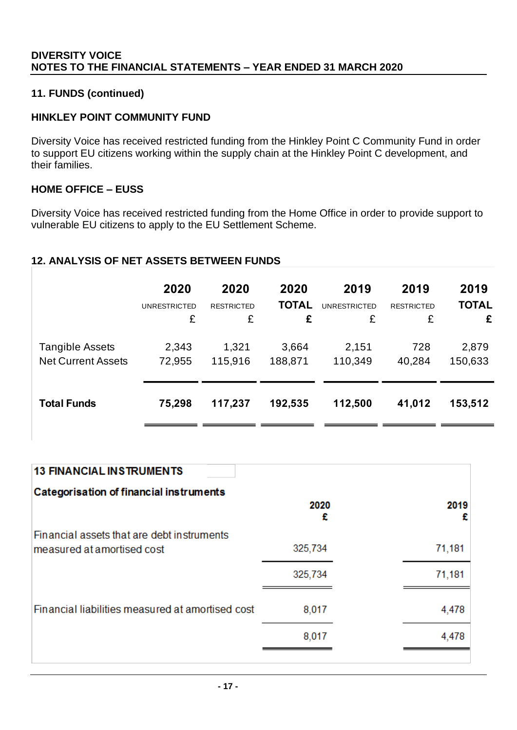**DIVERSITY VOICE**
**NOTES TO THE FINANCIAL STATEMENTS – YEAR ENDED 31 MARCH 2020**

## 11. FUNDS (continued)

### HINKLEY POINT COMMUNITY FUND

Diversity Voice has received restricted funding from the Hinkley Point C Community Fund in order to support EU citizens working within the supply chain at the Hinkley Point C development, and their families.

### HOME OFFICE – EUSS

Diversity Voice has received restricted funding from the Home Office in order to provide support to vulnerable EU citizens to apply to the EU Settlement Scheme.

## 12. ANALYSIS OF NET ASSETS BETWEEN FUNDS

| | 2020 UNRESTRICTED £ | 2020 RESTRICTED £ | 2020 TOTAL £ | 2019 UNRESTRICTED £ | 2019 RESTRICTED £ | 2019 TOTAL £ |
|---|---|---|---|---|---|---|
| Tangible Assets | 2,343 | 1,321 | 3,664 | 2,151 | 728 | 2,879 |
| Net Current Assets | 72,955 | 115,916 | 188,871 | 110,349 | 40,284 | 150,633 |
| **Total Funds** | **75,298** | **117,237** | **192,535** | **112,500** | **41,012** | **153,512** |

## 13 FINANCIAL INSTRUMENTS

**Categorisation of financial instruments**

| | 2020 £ | 2019 £ |
|---|---|---|
| Financial assets that are debt instruments measured at amortised cost | 325,734 | 71,181 |
| | 325,734 | 71,181 |
| Financial liabilities measured at amortised cost | 8,017 | 4,478 |
| | 8,017 | 4,478 |